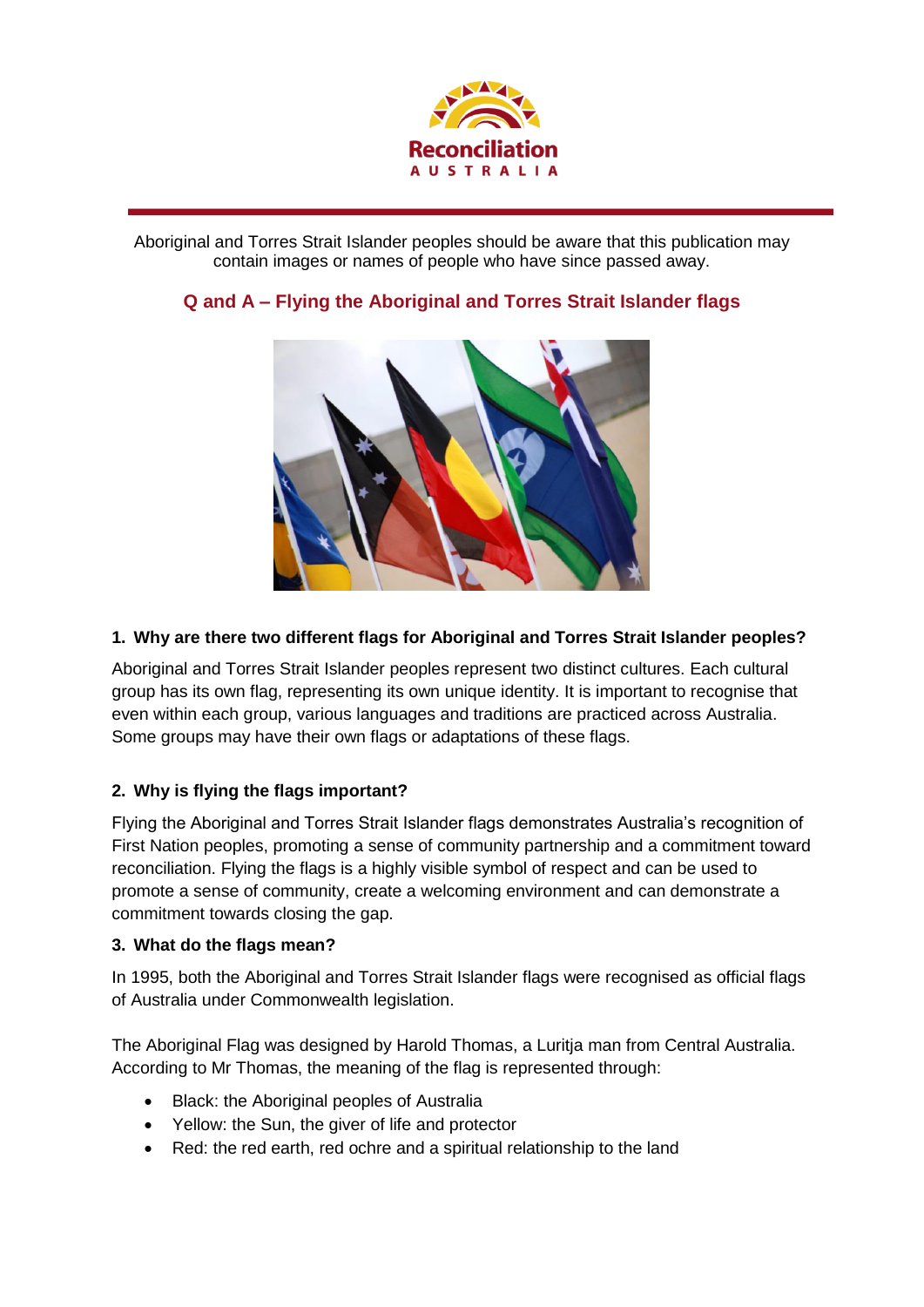Reconciliation AUSTRALIA

Aboriginal and Torres Strait Islander peoples should be aware that this publication may contain images or names of people who have since passed away.

# Q and A – Flying the Aboriginal and Torres Strait Islander flags

### 1. Why are there two different flags for Aboriginal and Torres Strait Islander peoples?

Aboriginal and Torres Strait Islander peoples represent two distinct cultures. Each cultural group has its own flag, representing its own unique identity. It is important to recognise that even within each group, various languages and traditions are practiced across Australia. Some groups may have their own flags or adaptations of these flags.

### 2. Why is flying the flags important?

Flying the Aboriginal and Torres Strait Islander flags demonstrates Australia's recognition of First Nation peoples, promoting a sense of community partnership and a commitment toward reconciliation. Flying the flags is a highly visible symbol of respect and can be used to promote a sense of community, create a welcoming environment and can demonstrate a commitment towards closing the gap.

### 3. What do the flags mean?

In 1995, both the Aboriginal and Torres Strait Islander flags were recognised as official flags of Australia under Commonwealth legislation.

The Aboriginal Flag was designed by Harold Thomas, a Luritja man from Central Australia. According to Mr Thomas, the meaning of the flag is represented through:

- Black: the Aboriginal peoples of Australia
- Yellow: the Sun, the giver of life and protector
- Red: the red earth, red ochre and a spiritual relationship to the land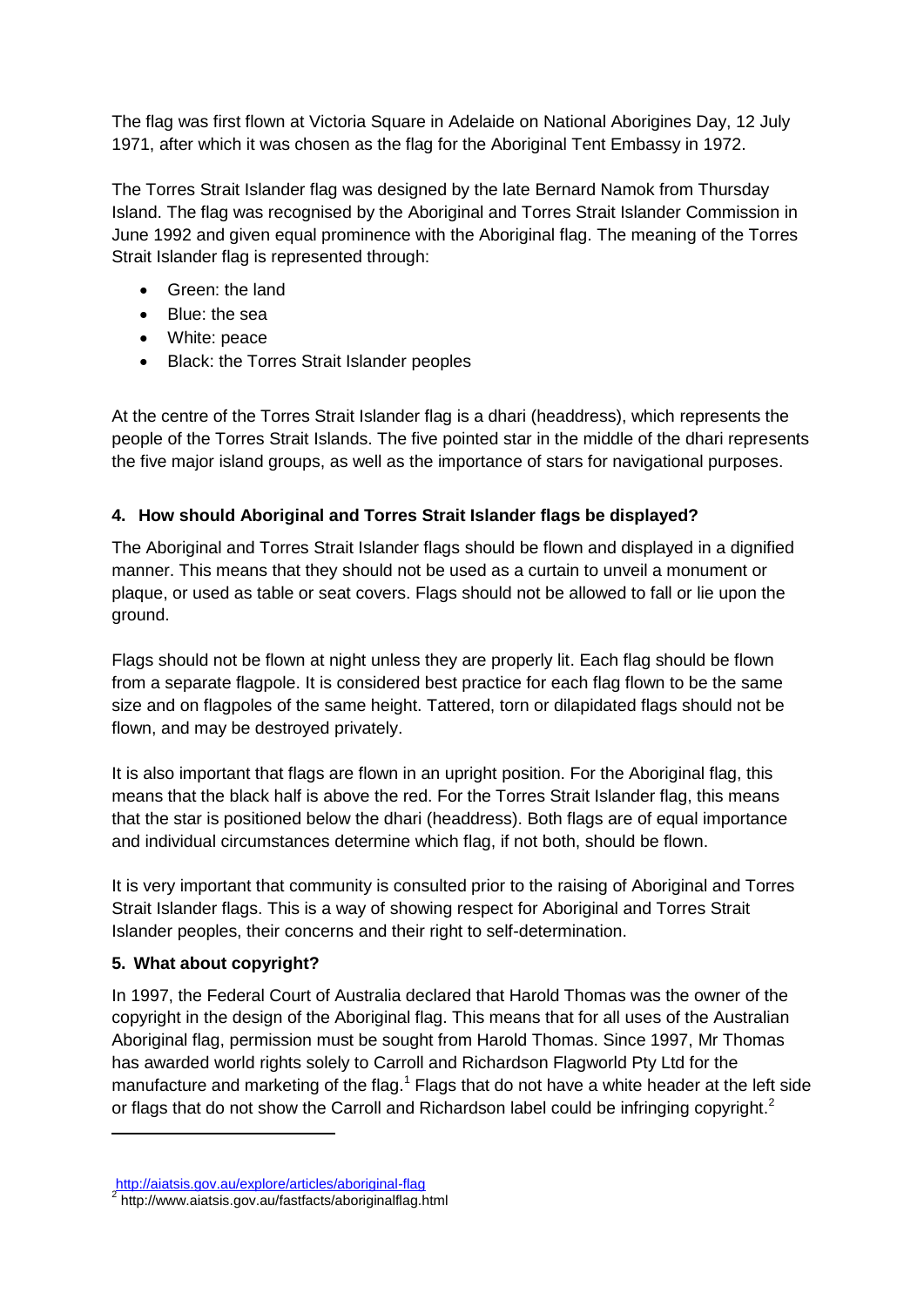The flag was first flown at Victoria Square in Adelaide on National Aborigines Day, 12 July 1971, after which it was chosen as the flag for the Aboriginal Tent Embassy in 1972.

The Torres Strait Islander flag was designed by the late Bernard Namok from Thursday Island. The flag was recognised by the Aboriginal and Torres Strait Islander Commission in June 1992 and given equal prominence with the Aboriginal flag. The meaning of the Torres Strait Islander flag is represented through:

- Green: the land
- Blue: the sea
- White: peace
- Black: the Torres Strait Islander peoples

At the centre of the Torres Strait Islander flag is a dhari (headdress), which represents the people of the Torres Strait Islands. The five pointed star in the middle of the dhari represents the five major island groups, as well as the importance of stars for navigational purposes.

### 4. How should Aboriginal and Torres Strait Islander flags be displayed?

The Aboriginal and Torres Strait Islander flags should be flown and displayed in a dignified manner. This means that they should not be used as a curtain to unveil a monument or plaque, or used as table or seat covers. Flags should not be allowed to fall or lie upon the ground.

Flags should not be flown at night unless they are properly lit. Each flag should be flown from a separate flagpole. It is considered best practice for each flag flown to be the same size and on flagpoles of the same height. Tattered, torn or dilapidated flags should not be flown, and may be destroyed privately.

It is also important that flags are flown in an upright position. For the Aboriginal flag, this means that the black half is above the red. For the Torres Strait Islander flag, this means that the star is positioned below the dhari (headdress). Both flags are of equal importance and individual circumstances determine which flag, if not both, should be flown.

It is very important that community is consulted prior to the raising of Aboriginal and Torres Strait Islander flags. This is a way of showing respect for Aboriginal and Torres Strait Islander peoples, their concerns and their right to self-determination.

### 5. What about copyright?

In 1997, the Federal Court of Australia declared that Harold Thomas was the owner of the copyright in the design of the Aboriginal flag. This means that for all uses of the Australian Aboriginal flag, permission must be sought from Harold Thomas. Since 1997, Mr Thomas has awarded world rights solely to Carroll and Richardson Flagworld Pty Ltd for the manufacture and marketing of the flag.[1] Flags that do not have a white header at the left side or flags that do not show the Carroll and Richardson label could be infringing copyright.[2]

---

[1] http://aiatsis.gov.au/explore/articles/aboriginal-flag

[2] http://www.aiatsis.gov.au/fastfacts/aboriginalflag.html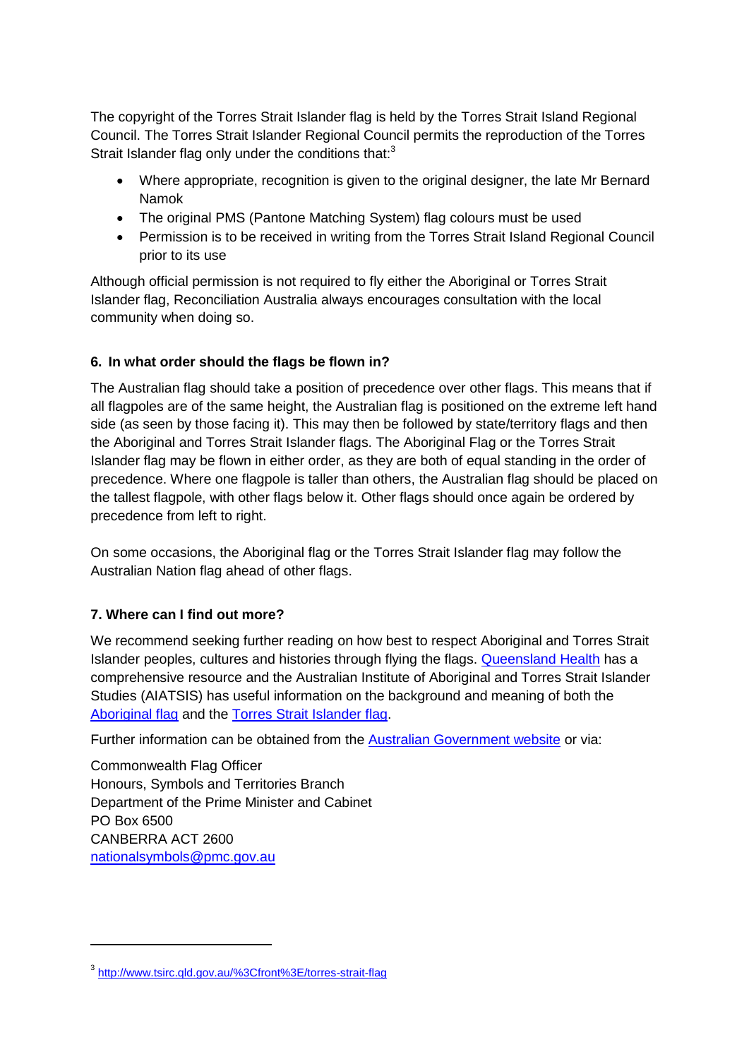The copyright of the Torres Strait Islander flag is held by the Torres Strait Island Regional Council. The Torres Strait Islander Regional Council permits the reproduction of the Torres Strait Islander flag only under the conditions that:[3]

- Where appropriate, recognition is given to the original designer, the late Mr Bernard Namok
- The original PMS (Pantone Matching System) flag colours must be used
- Permission is to be received in writing from the Torres Strait Island Regional Council prior to its use

Although official permission is not required to fly either the Aboriginal or Torres Strait Islander flag, Reconciliation Australia always encourages consultation with the local community when doing so.

**6. In what order should the flags be flown in?**

The Australian flag should take a position of precedence over other flags. This means that if all flagpoles are of the same height, the Australian flag is positioned on the extreme left hand side (as seen by those facing it). This may then be followed by state/territory flags and then the Aboriginal and Torres Strait Islander flags. The Aboriginal Flag or the Torres Strait Islander flag may be flown in either order, as they are both of equal standing in the order of precedence. Where one flagpole is taller than others, the Australian flag should be placed on the tallest flagpole, with other flags below it. Other flags should once again be ordered by precedence from left to right.

On some occasions, the Aboriginal flag or the Torres Strait Islander flag may follow the Australian Nation flag ahead of other flags.

**7. Where can I find out more?**

We recommend seeking further reading on how best to respect Aboriginal and Torres Strait Islander peoples, cultures and histories through flying the flags. Queensland Health has a comprehensive resource and the Australian Institute of Aboriginal and Torres Strait Islander Studies (AIATSIS) has useful information on the background and meaning of both the Aboriginal flag and the Torres Strait Islander flag.

Further information can be obtained from the Australian Government website or via:

Commonwealth Flag Officer
Honours, Symbols and Territories Branch
Department of the Prime Minister and Cabinet
PO Box 6500
CANBERRA ACT 2600
nationalsymbols@pmc.gov.au

---

[3] http://www.tsirc.qld.gov.au/%3Cfront%3E/torres-strait-flag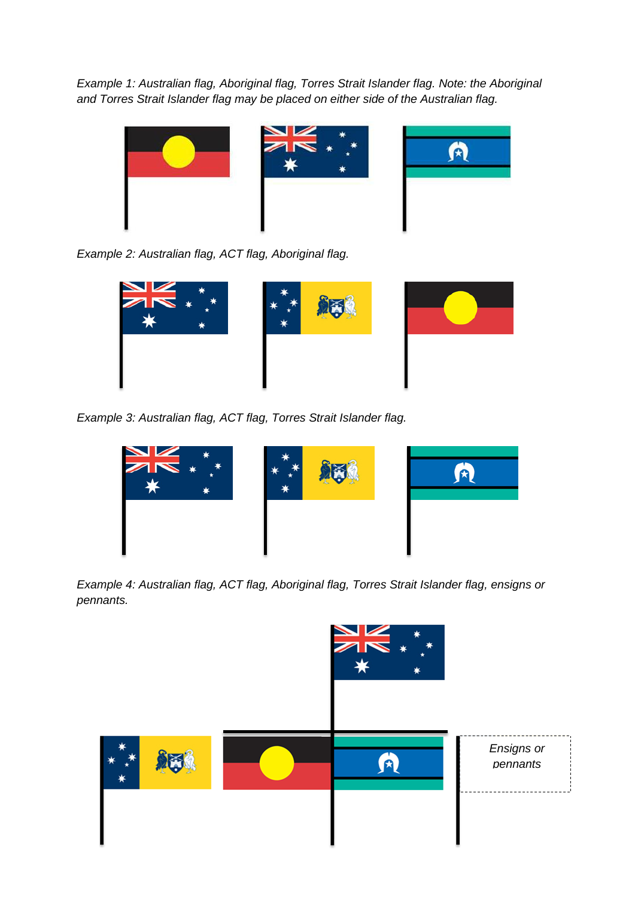*Example 1: Australian flag, Aboriginal flag, Torres Strait Islander flag. Note: the Aboriginal and Torres Strait Islander flag may be placed on either side of the Australian flag.*

*Example 2: Australian flag, ACT flag, Aboriginal flag.*

*Example 3: Australian flag, ACT flag, Torres Strait Islander flag.*

*Example 4: Australian flag, ACT flag, Aboriginal flag, Torres Strait Islander flag, ensigns or pennants.*

*Ensigns or pennants*